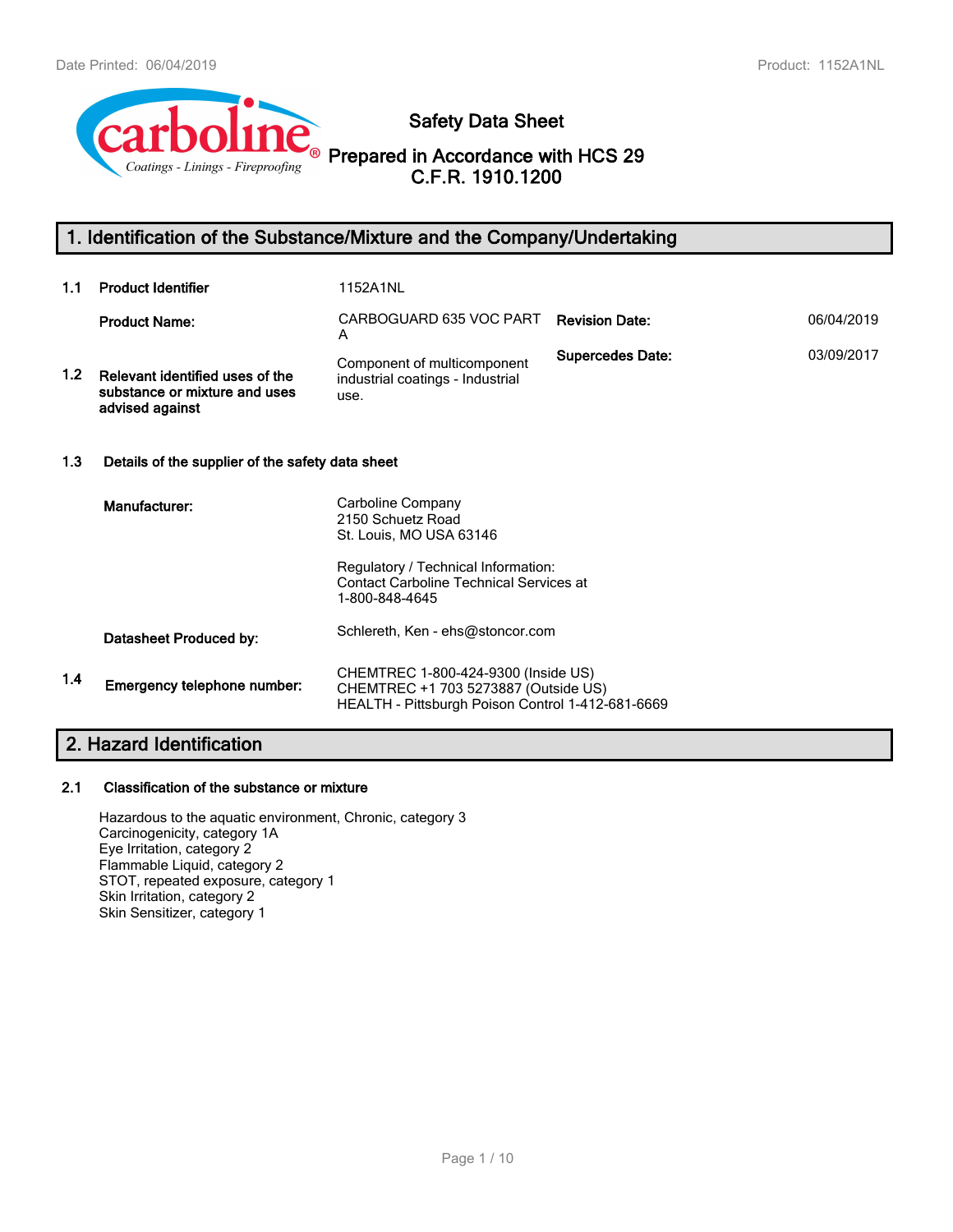# Safety Data Sheet

## Prepared in Accordance with HCS 29 C.F.R. 1910.1200

## 1. Identification of the Substance/Mixture and the Company/Undertaking

**1.1 Product Identifier** 1152A1NL

**Product Name:** CARBOGUARD 635 VOC PART A

**Revision Date:** 06/04/2019

**Supersedes Date:** 03/09/2017

**1.2 Relevant identified uses of the substance or mixture and uses advised against**

Component of multicomponent industrial coatings - Industrial use.

**1.3 Details of the supplier of the safety data sheet**

**Manufacturer:**

Carboline Company
2150 Schuetz Road
St. Louis, MO USA 63146

Regulatory / Technical Information:
Contact Carboline Technical Services at 1-800-848-4645

**Datasheet Produced by:** Schlereth, Ken - ehs@stoncor.com

**1.4 Emergency telephone number:**

CHEMTREC 1-800-424-9300 (Inside US)
CHEMTREC +1 703 5273887 (Outside US)
HEALTH - Pittsburgh Poison Control 1-412-681-6669

## 2. Hazard Identification

**2.1 Classification of the substance or mixture**

Hazardous to the aquatic environment, Chronic, category 3
Carcinogenicity, category 1A
Eye Irritation, category 2
Flammable Liquid, category 2
STOT, repeated exposure, category 1
Skin Irritation, category 2
Skin Sensitizer, category 1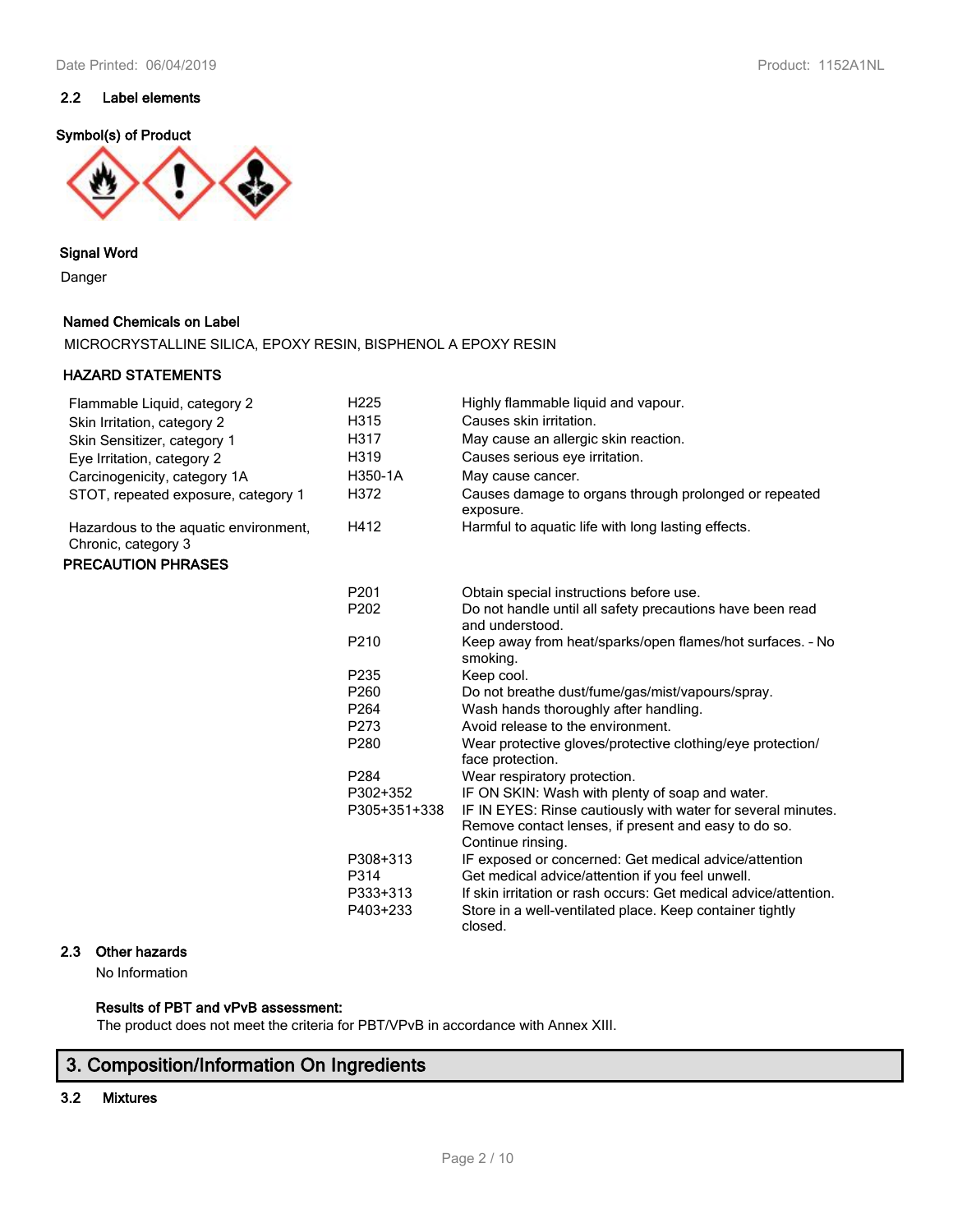### 2.2 Label elements

**Symbol(s) of Product**

**Signal Word**

Danger

**Named Chemicals on Label**

MICROCRYSTALLINE SILICA, EPOXY RESIN, BISPHENOL A EPOXY RESIN

**HAZARD STATEMENTS**

| | | |
|---|---|---|
| Flammable Liquid, category 2 | H225 | Highly flammable liquid and vapour. |
| Skin Irritation, category 2 | H315 | Causes skin irritation. |
| Skin Sensitizer, category 1 | H317 | May cause an allergic skin reaction. |
| Eye Irritation, category 2 | H319 | Causes serious eye irritation. |
| Carcinogenicity, category 1A | H350-1A | May cause cancer. |
| STOT, repeated exposure, category 1 | H372 | Causes damage to organs through prolonged or repeated exposure. |
| Hazardous to the aquatic environment, Chronic, category 3 | H412 | Harmful to aquatic life with long lasting effects. |

**PRECAUTION PHRASES**

| | |
|---|---|
| P201 | Obtain special instructions before use. |
| P202 | Do not handle until all safety precautions have been read and understood. |
| P210 | Keep away from heat/sparks/open flames/hot surfaces. - No smoking. |
| P235 | Keep cool. |
| P260 | Do not breathe dust/fume/gas/mist/vapours/spray. |
| P264 | Wash hands thoroughly after handling. |
| P273 | Avoid release to the environment. |
| P280 | Wear protective gloves/protective clothing/eye protection/ face protection. |
| P284 | Wear respiratory protection. |
| P302+352 | IF ON SKIN: Wash with plenty of soap and water. |
| P305+351+338 | IF IN EYES: Rinse cautiously with water for several minutes. Remove contact lenses, if present and easy to do so. Continue rinsing. |
| P308+313 | IF exposed or concerned: Get medical advice/attention |
| P314 | Get medical advice/attention if you feel unwell. |
| P333+313 | If skin irritation or rash occurs: Get medical advice/attention. |
| P403+233 | Store in a well-ventilated place. Keep container tightly closed. |

### 2.3 Other hazards

No Information

**Results of PBT and vPvB assessment:**

The product does not meet the criteria for PBT/VPvB in accordance with Annex XIII.

## 3. Composition/Information On Ingredients

### 3.2 Mixtures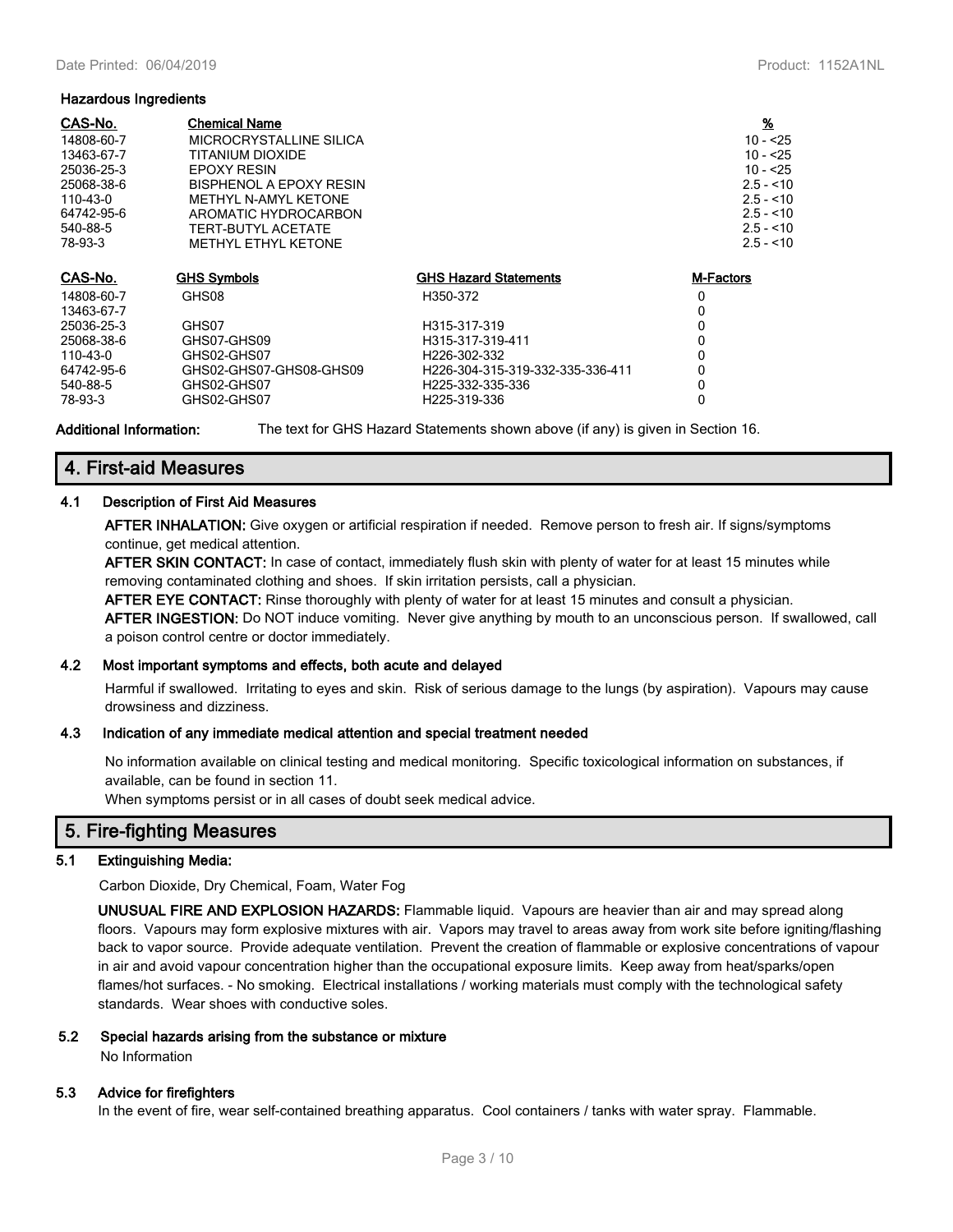**Hazardous Ingredients**

| CAS-No. | Chemical Name | % |
|---|---|---|
| 14808-60-7 | MICROCRYSTALLINE SILICA | 10 - <25 |
| 13463-67-7 | TITANIUM DIOXIDE | 10 - <25 |
| 25036-25-3 | EPOXY RESIN | 10 - <25 |
| 25068-38-6 | BISPHENOL A EPOXY RESIN | 2.5 - <10 |
| 110-43-0 | METHYL N-AMYL KETONE | 2.5 - <10 |
| 64742-95-6 | AROMATIC HYDROCARBON | 2.5 - <10 |
| 540-88-5 | TERT-BUTYL ACETATE | 2.5 - <10 |
| 78-93-3 | METHYL ETHYL KETONE | 2.5 - <10 |

| CAS-No. | GHS Symbols | GHS Hazard Statements | M-Factors |
|---|---|---|---|
| 14808-60-7 | GHS08 | H350-372 | 0 |
| 13463-67-7 | | | 0 |
| 25036-25-3 | GHS07 | H315-317-319 | 0 |
| 25068-38-6 | GHS07-GHS09 | H315-317-319-411 | 0 |
| 110-43-0 | GHS02-GHS07 | H226-302-332 | 0 |
| 64742-95-6 | GHS02-GHS07-GHS08-GHS09 | H226-304-315-319-332-335-336-411 | 0 |
| 540-88-5 | GHS02-GHS07 | H225-332-335-336 | 0 |
| 78-93-3 | GHS02-GHS07 | H225-319-336 | 0 |

**Additional Information:** The text for GHS Hazard Statements shown above (if any) is given in Section 16.

## 4. First-aid Measures

### 4.1 Description of First Aid Measures

**AFTER INHALATION:** Give oxygen or artificial respiration if needed. Remove person to fresh air. If signs/symptoms continue, get medical attention.

**AFTER SKIN CONTACT:** In case of contact, immediately flush skin with plenty of water for at least 15 minutes while removing contaminated clothing and shoes. If skin irritation persists, call a physician.

**AFTER EYE CONTACT:** Rinse thoroughly with plenty of water for at least 15 minutes and consult a physician.

**AFTER INGESTION:** Do NOT induce vomiting. Never give anything by mouth to an unconscious person. If swallowed, call a poison control centre or doctor immediately.

### 4.2 Most important symptoms and effects, both acute and delayed

Harmful if swallowed. Irritating to eyes and skin. Risk of serious damage to the lungs (by aspiration). Vapours may cause drowsiness and dizziness.

### 4.3 Indication of any immediate medical attention and special treatment needed

No information available on clinical testing and medical monitoring. Specific toxicological information on substances, if available, can be found in section 11.

When symptoms persist or in all cases of doubt seek medical advice.

## 5. Fire-fighting Measures

### 5.1 Extinguishing Media:

Carbon Dioxide, Dry Chemical, Foam, Water Fog

**UNUSUAL FIRE AND EXPLOSION HAZARDS:** Flammable liquid. Vapours are heavier than air and may spread along floors. Vapours may form explosive mixtures with air. Vapors may travel to areas away from work site before igniting/flashing back to vapor source. Provide adequate ventilation. Prevent the creation of flammable or explosive concentrations of vapour in air and avoid vapour concentration higher than the occupational exposure limits. Keep away from heat/sparks/open flames/hot surfaces. - No smoking. Electrical installations / working materials must comply with the technological safety standards. Wear shoes with conductive soles.

### 5.2 Special hazards arising from the substance or mixture

No Information

### 5.3 Advice for firefighters

In the event of fire, wear self-contained breathing apparatus. Cool containers / tanks with water spray. Flammable.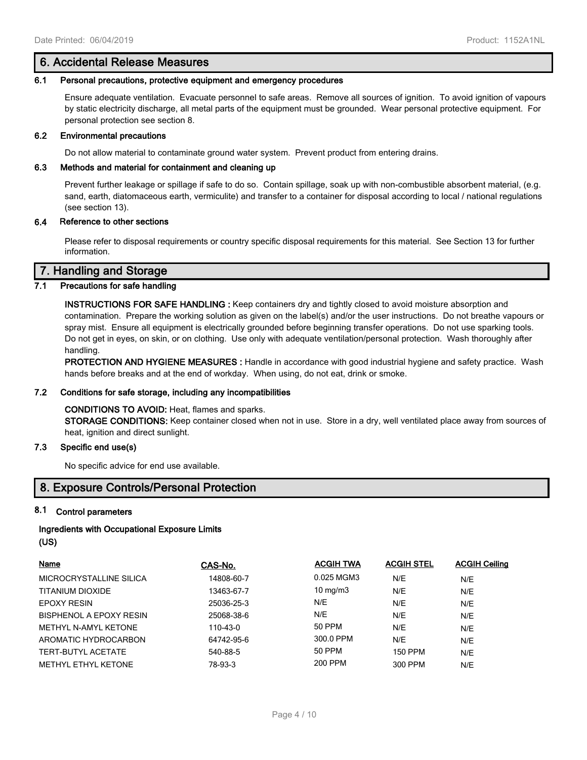## 6. Accidental Release Measures

### 6.1 Personal precautions, protective equipment and emergency procedures

Ensure adequate ventilation. Evacuate personnel to safe areas. Remove all sources of ignition. To avoid ignition of vapours by static electricity discharge, all metal parts of the equipment must be grounded. Wear personal protective equipment. For personal protection see section 8.

### 6.2 Environmental precautions

Do not allow material to contaminate ground water system. Prevent product from entering drains.

### 6.3 Methods and material for containment and cleaning up

Prevent further leakage or spillage if safe to do so. Contain spillage, soak up with non-combustible absorbent material, (e.g. sand, earth, diatomaceous earth, vermiculite) and transfer to a container for disposal according to local / national regulations (see section 13).

### 6.4 Reference to other sections

Please refer to disposal requirements or country specific disposal requirements for this material. See Section 13 for further information.

## 7. Handling and Storage

### 7.1 Precautions for safe handling

**INSTRUCTIONS FOR SAFE HANDLING :** Keep containers dry and tightly closed to avoid moisture absorption and contamination. Prepare the working solution as given on the label(s) and/or the user instructions. Do not breathe vapours or spray mist. Ensure all equipment is electrically grounded before beginning transfer operations. Do not use sparking tools. Do not get in eyes, on skin, or on clothing. Use only with adequate ventilation/personal protection. Wash thoroughly after handling.

**PROTECTION AND HYGIENE MEASURES :** Handle in accordance with good industrial hygiene and safety practice. Wash hands before breaks and at the end of workday. When using, do not eat, drink or smoke.

### 7.2 Conditions for safe storage, including any incompatibilities

**CONDITIONS TO AVOID:** Heat, flames and sparks.

**STORAGE CONDITIONS:** Keep container closed when not in use. Store in a dry, well ventilated place away from sources of heat, ignition and direct sunlight.

### 7.3 Specific end use(s)

No specific advice for end use available.

## 8. Exposure Controls/Personal Protection

### 8.1 Control parameters

**Ingredients with Occupational Exposure Limits (US)**

| Name | CAS-No. | ACGIH TWA | ACGIH STEL | ACGIH Ceiling |
|---|---|---|---|---|
| MICROCRYSTALLINE SILICA | 14808-60-7 | 0.025 MGM3 | N/E | N/E |
| TITANIUM DIOXIDE | 13463-67-7 | 10 mg/m3 | N/E | N/E |
| EPOXY RESIN | 25036-25-3 | N/E | N/E | N/E |
| BISPHENOL A EPOXY RESIN | 25068-38-6 | N/E | N/E | N/E |
| METHYL N-AMYL KETONE | 110-43-0 | 50 PPM | N/E | N/E |
| AROMATIC HYDROCARBON | 64742-95-6 | 300.0 PPM | N/E | N/E |
| TERT-BUTYL ACETATE | 540-88-5 | 50 PPM | 150 PPM | N/E |
| METHYL ETHYL KETONE | 78-93-3 | 200 PPM | 300 PPM | N/E |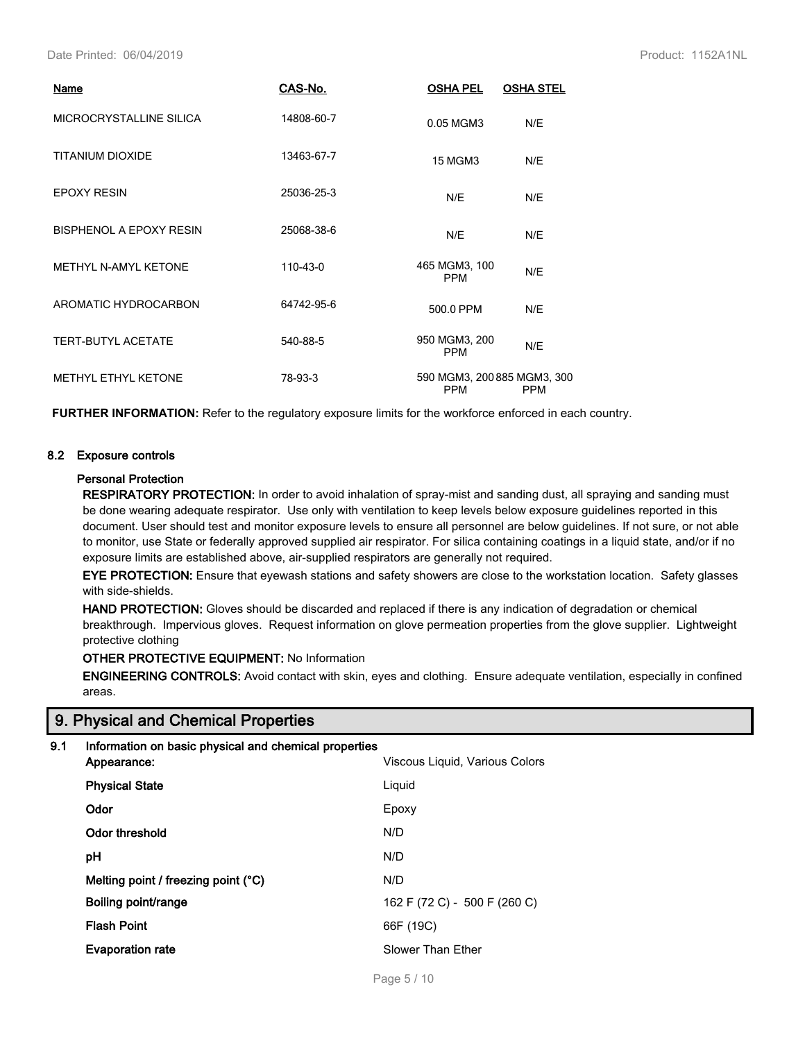| Name | CAS-No. | OSHA PEL | OSHA STEL |
|---|---|---|---|
| MICROCRYSTALLINE SILICA | 14808-60-7 | 0.05 MGM3 | N/E |
| TITANIUM DIOXIDE | 13463-67-7 | 15 MGM3 | N/E |
| EPOXY RESIN | 25036-25-3 | N/E | N/E |
| BISPHENOL A EPOXY RESIN | 25068-38-6 | N/E | N/E |
| METHYL N-AMYL KETONE | 110-43-0 | 465 MGM3, 100 PPM | N/E |
| AROMATIC HYDROCARBON | 64742-95-6 | 500.0 PPM | N/E |
| TERT-BUTYL ACETATE | 540-88-5 | 950 MGM3, 200 PPM | N/E |
| METHYL ETHYL KETONE | 78-93-3 | 590 MGM3, 200 PPM | 885 MGM3, 300 PPM |

**FURTHER INFORMATION:** Refer to the regulatory exposure limits for the workforce enforced in each country.

### 8.2 Exposure controls

**Personal Protection**

**RESPIRATORY PROTECTION:** In order to avoid inhalation of spray-mist and sanding dust, all spraying and sanding must be done wearing adequate respirator. Use only with ventilation to keep levels below exposure guidelines reported in this document. User should test and monitor exposure levels to ensure all personnel are below guidelines. If not sure, or not able to monitor, use State or federally approved supplied air respirator. For silica containing coatings in a liquid state, and/or if no exposure limits are established above, air-supplied respirators are generally not required.

**EYE PROTECTION:** Ensure that eyewash stations and safety showers are close to the workstation location. Safety glasses with side-shields.

**HAND PROTECTION:** Gloves should be discarded and replaced if there is any indication of degradation or chemical breakthrough. Impervious gloves. Request information on glove permeation properties from the glove supplier. Lightweight protective clothing

**OTHER PROTECTIVE EQUIPMENT:** No Information

**ENGINEERING CONTROLS:** Avoid contact with skin, eyes and clothing. Ensure adequate ventilation, especially in confined areas.

## 9. Physical and Chemical Properties

### 9.1 Information on basic physical and chemical properties

| | |
|---|---|
| **Appearance:** | Viscous Liquid, Various Colors |
| **Physical State** | Liquid |
| **Odor** | Epoxy |
| **Odor threshold** | N/D |
| **pH** | N/D |
| **Melting point / freezing point (°C)** | N/D |
| **Boiling point/range** | 162 F (72 C) - 500 F (260 C) |
| **Flash Point** | 66F (19C) |
| **Evaporation rate** | Slower Than Ether |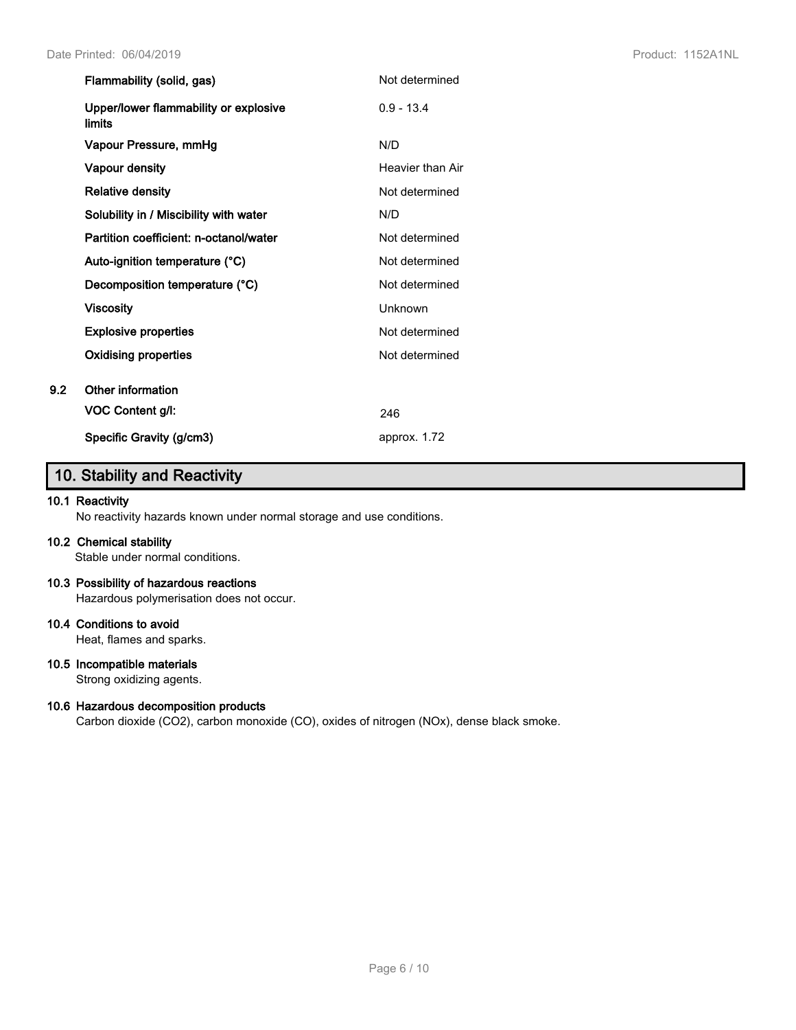| | |
|---|---|
| **Flammability (solid, gas)** | Not determined |
| **Upper/lower flammability or explosive limits** | 0.9 - 13.4 |
| **Vapour Pressure, mmHg** | N/D |
| **Vapour density** | Heavier than Air |
| **Relative density** | Not determined |
| **Solubility in / Miscibility with water** | N/D |
| **Partition coefficient: n-octanol/water** | Not determined |
| **Auto-ignition temperature (°C)** | Not determined |
| **Decomposition temperature (°C)** | Not determined |
| **Viscosity** | Unknown |
| **Explosive properties** | Not determined |
| **Oxidising properties** | Not determined |

**9.2 Other information**

| | |
|---|---|
| **VOC Content g/l:** | 246 |
| **Specific Gravity (g/cm3)** | approx. 1.72 |

## 10. Stability and Reactivity

**10.1 Reactivity**
No reactivity hazards known under normal storage and use conditions.

**10.2 Chemical stability**
Stable under normal conditions.

**10.3 Possibility of hazardous reactions**
Hazardous polymerisation does not occur.

**10.4 Conditions to avoid**
Heat, flames and sparks.

**10.5 Incompatible materials**
Strong oxidizing agents.

**10.6 Hazardous decomposition products**
Carbon dioxide ($CO_2$), carbon monoxide (CO), oxides of nitrogen ($NO_x$), dense black smoke.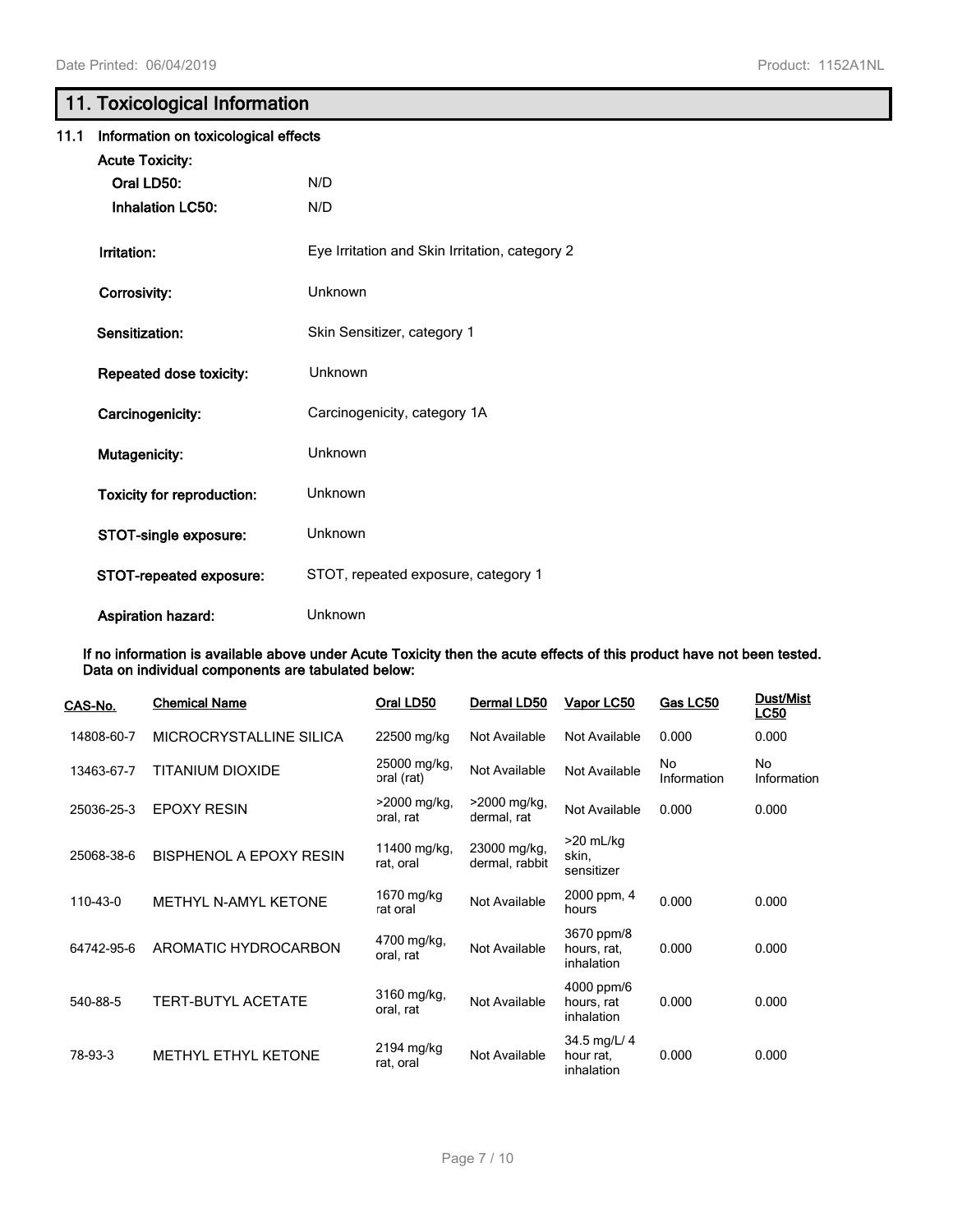## 11. Toxicological Information

### 11.1 Information on toxicological effects

**Acute Toxicity:**

**Oral LD50:** N/D

**Inhalation LC50:** N/D

**Irritation:** Eye Irritation and Skin Irritation, category 2

**Corrosivity:** Unknown

**Sensitization:** Skin Sensitizer, category 1

**Repeated dose toxicity:** Unknown

**Carcinogenicity:** Carcinogenicity, category 1A

**Mutagenicity:** Unknown

**Toxicity for reproduction:** Unknown

**STOT-single exposure:** Unknown

**STOT-repeated exposure:** STOT, repeated exposure, category 1

**Aspiration hazard:** Unknown

**If no information is available above under Acute Toxicity then the acute effects of this product have not been tested. Data on individual components are tabulated below:**

| CAS-No. | Chemical Name | Oral LD50 | Dermal LD50 | Vapor LC50 | Gas LC50 | Dust/Mist LC50 |
|---|---|---|---|---|---|---|
| 14808-60-7 | MICROCRYSTALLINE SILICA | 22500 mg/kg | Not Available | Not Available | 0.000 | 0.000 |
| 13463-67-7 | TITANIUM DIOXIDE | 25000 mg/kg, oral (rat) | Not Available | Not Available | No Information | No Information |
| 25036-25-3 | EPOXY RESIN | >2000 mg/kg, oral, rat | >2000 mg/kg, dermal, rat | Not Available | 0.000 | 0.000 |
| 25068-38-6 | BISPHENOL A EPOXY RESIN | 11400 mg/kg, rat, oral | 23000 mg/kg, dermal, rabbit | >20 mL/kg skin, sensitizer | | |
| 110-43-0 | METHYL N-AMYL KETONE | 1670 mg/kg rat oral | Not Available | 2000 ppm, 4 hours | 0.000 | 0.000 |
| 64742-95-6 | AROMATIC HYDROCARBON | 4700 mg/kg, oral, rat | Not Available | 3670 ppm/8 hours, rat, inhalation | 0.000 | 0.000 |
| 540-88-5 | TERT-BUTYL ACETATE | 3160 mg/kg, oral, rat | Not Available | 4000 ppm/6 hours, rat inhalation | 0.000 | 0.000 |
| 78-93-3 | METHYL ETHYL KETONE | 2194 mg/kg rat, oral | Not Available | 34.5 mg/L/ 4 hour rat, inhalation | 0.000 | 0.000 |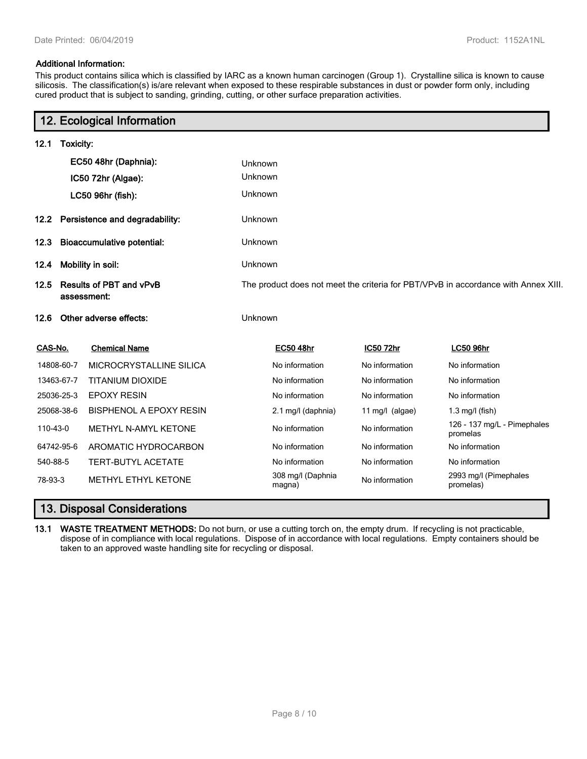**Additional Information:**

This product contains silica which is classified by IARC as a known human carcinogen (Group 1). Crystalline silica is known to cause silicosis. The classification(s) is/are relevant when exposed to these respirable substances in dust or powder form only, including cured product that is subject to sanding, grinding, cutting, or other surface preparation activities.

## 12. Ecological Information

**12.1 Toxicity:**

| | |
|---|---|
| **EC50 48hr (Daphnia):** | Unknown |
| **IC50 72hr (Algae):** | Unknown |
| **LC50 96hr (fish):** | Unknown |

**12.2 Persistence and degradability:** Unknown

**12.3 Bioaccumulative potential:** Unknown

**12.4 Mobility in soil:** Unknown

**12.5 Results of PBT and vPvB assessment:** The product does not meet the criteria for PBT/VPvB in accordance with Annex XIII.

**12.6 Other adverse effects:** Unknown

| CAS-No. | Chemical Name | EC50 48hr | IC50 72hr | LC50 96hr |
|---|---|---|---|---|
| 14808-60-7 | MICROCRYSTALLINE SILICA | No information | No information | No information |
| 13463-67-7 | TITANIUM DIOXIDE | No information | No information | No information |
| 25036-25-3 | EPOXY RESIN | No information | No information | No information |
| 25068-38-6 | BISPHENOL A EPOXY RESIN | 2.1 mg/l (daphnia) | 11 mg/l (algae) | 1.3 mg/l (fish) |
| 110-43-0 | METHYL N-AMYL KETONE | No information | No information | 126 - 137 mg/L - Pimephales promelas |
| 64742-95-6 | AROMATIC HYDROCARBON | No information | No information | No information |
| 540-88-5 | TERT-BUTYL ACETATE | No information | No information | No information |
| 78-93-3 | METHYL ETHYL KETONE | 308 mg/l (Daphnia magna) | No information | 2993 mg/l (Pimephales promelas) |

## 13. Disposal Considerations

**13.1 WASTE TREATMENT METHODS:** Do not burn, or use a cutting torch on, the empty drum. If recycling is not practicable, dispose of in compliance with local regulations. Dispose of in accordance with local regulations. Empty containers should be taken to an approved waste handling site for recycling or disposal.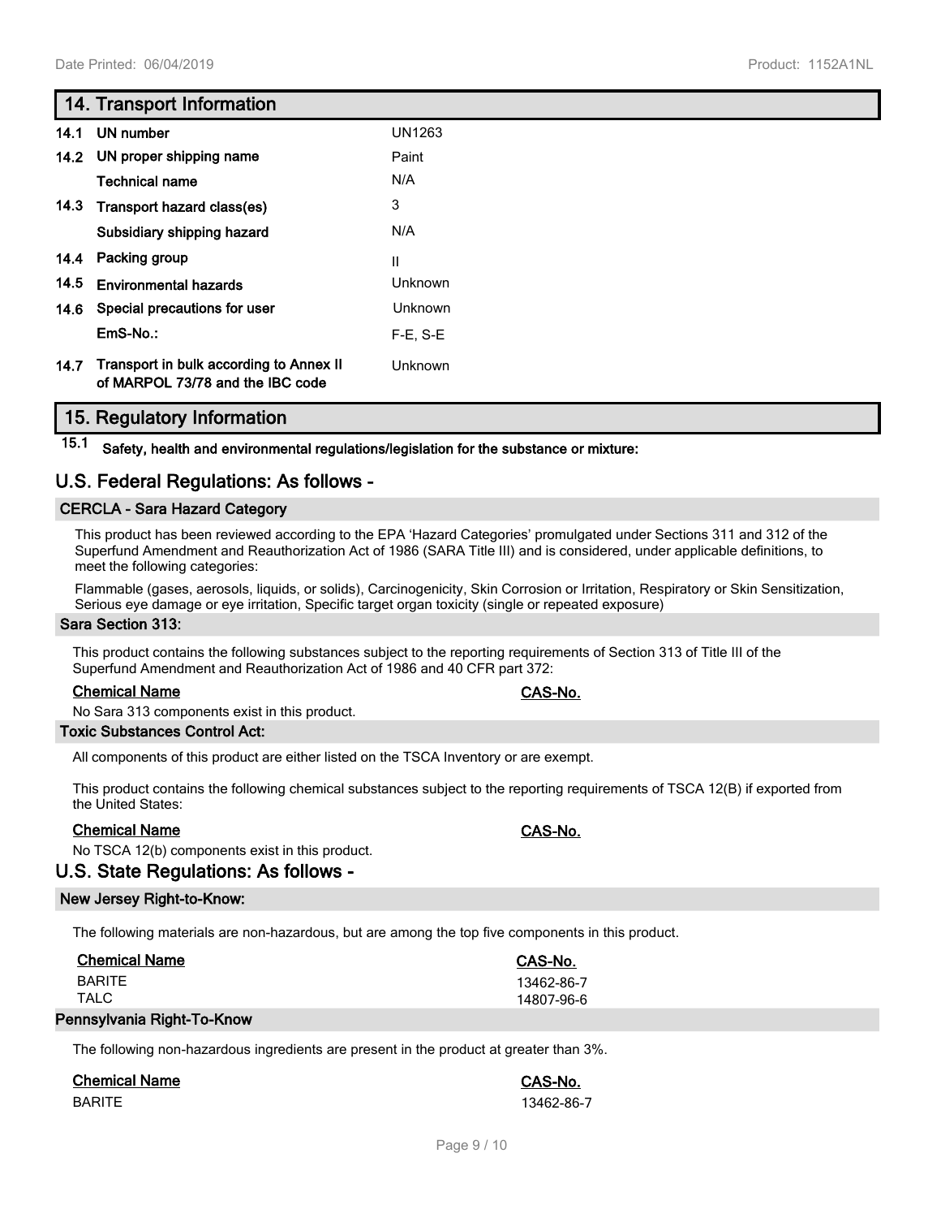## 14. Transport Information

| | | |
|---|---|---|
| 14.1 | UN number | UN1263 |
| 14.2 | UN proper shipping name | Paint |
| | Technical name | N/A |
| 14.3 | Transport hazard class(es) | 3 |
| | Subsidiary shipping hazard | N/A |
| 14.4 | Packing group | II |
| 14.5 | Environmental hazards | Unknown |
| 14.6 | Special precautions for user | Unknown |
| | EmS-No.: | F-E, S-E |
| 14.7 | Transport in bulk according to Annex II of MARPOL 73/78 and the IBC code | Unknown |

## 15. Regulatory Information

**15.1 Safety, health and environmental regulations/legislation for the substance or mixture:**

## U.S. Federal Regulations: As follows -

### CERCLA - Sara Hazard Category

This product has been reviewed according to the EPA 'Hazard Categories' promulgated under Sections 311 and 312 of the Superfund Amendment and Reauthorization Act of 1986 (SARA Title III) and is considered, under applicable definitions, to meet the following categories:

Flammable (gases, aerosols, liquids, or solids), Carcinogenicity, Skin Corrosion or Irritation, Respiratory or Skin Sensitization, Serious eye damage or eye irritation, Specific target organ toxicity (single or repeated exposure)

### Sara Section 313:

This product contains the following substances subject to the reporting requirements of Section 313 of Title III of the Superfund Amendment and Reauthorization Act of 1986 and 40 CFR part 372:

| Chemical Name | CAS-No. |
|---|---|

No Sara 313 components exist in this product.

### Toxic Substances Control Act:

All components of this product are either listed on the TSCA Inventory or are exempt.

This product contains the following chemical substances subject to the reporting requirements of TSCA 12(B) if exported from the United States:

| Chemical Name | CAS-No. |
|---|---|

No TSCA 12(b) components exist in this product.

## U.S. State Regulations: As follows -

### New Jersey Right-to-Know:

The following materials are non-hazardous, but are among the top five components in this product.

| Chemical Name | CAS-No. |
|---|---|
| BARITE | 13462-86-7 |
| TALC | 14807-96-6 |

### Pennsylvania Right-To-Know

The following non-hazardous ingredients are present in the product at greater than 3%.

| Chemical Name | CAS-No. |
|---|---|
| BARITE | 13462-86-7 |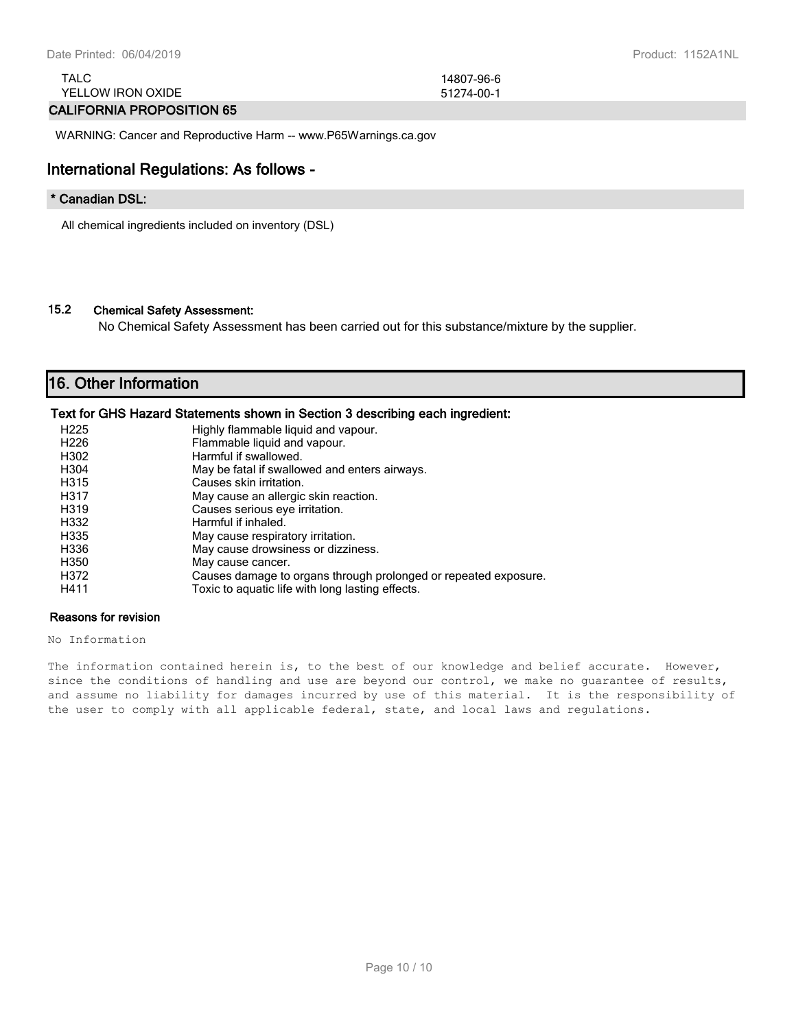| | |
|---|---|
| TALC | 14807-96-6 |
| YELLOW IRON OXIDE | 51274-00-1 |

**CALIFORNIA PROPOSITION 65**

WARNING: Cancer and Reproductive Harm -- www.P65Warnings.ca.gov

## International Regulations: As follows -

**\* Canadian DSL:**

All chemical ingredients included on inventory (DSL)

**15.2 Chemical Safety Assessment:**

No Chemical Safety Assessment has been carried out for this substance/mixture by the supplier.

## 16. Other Information

**Text for GHS Hazard Statements shown in Section 3 describing each ingredient:**

| | |
|---|---|
| H225 | Highly flammable liquid and vapour. |
| H226 | Flammable liquid and vapour. |
| H302 | Harmful if swallowed. |
| H304 | May be fatal if swallowed and enters airways. |
| H315 | Causes skin irritation. |
| H317 | May cause an allergic skin reaction. |
| H319 | Causes serious eye irritation. |
| H332 | Harmful if inhaled. |
| H335 | May cause respiratory irritation. |
| H336 | May cause drowsiness or dizziness. |
| H350 | May cause cancer. |
| H372 | Causes damage to organs through prolonged or repeated exposure. |
| H411 | Toxic to aquatic life with long lasting effects. |

**Reasons for revision**

No Information

The information contained herein is, to the best of our knowledge and belief accurate. However, since the conditions of handling and use are beyond our control, we make no guarantee of results, and assume no liability for damages incurred by use of this material. It is the responsibility of the user to comply with all applicable federal, state, and local laws and regulations.